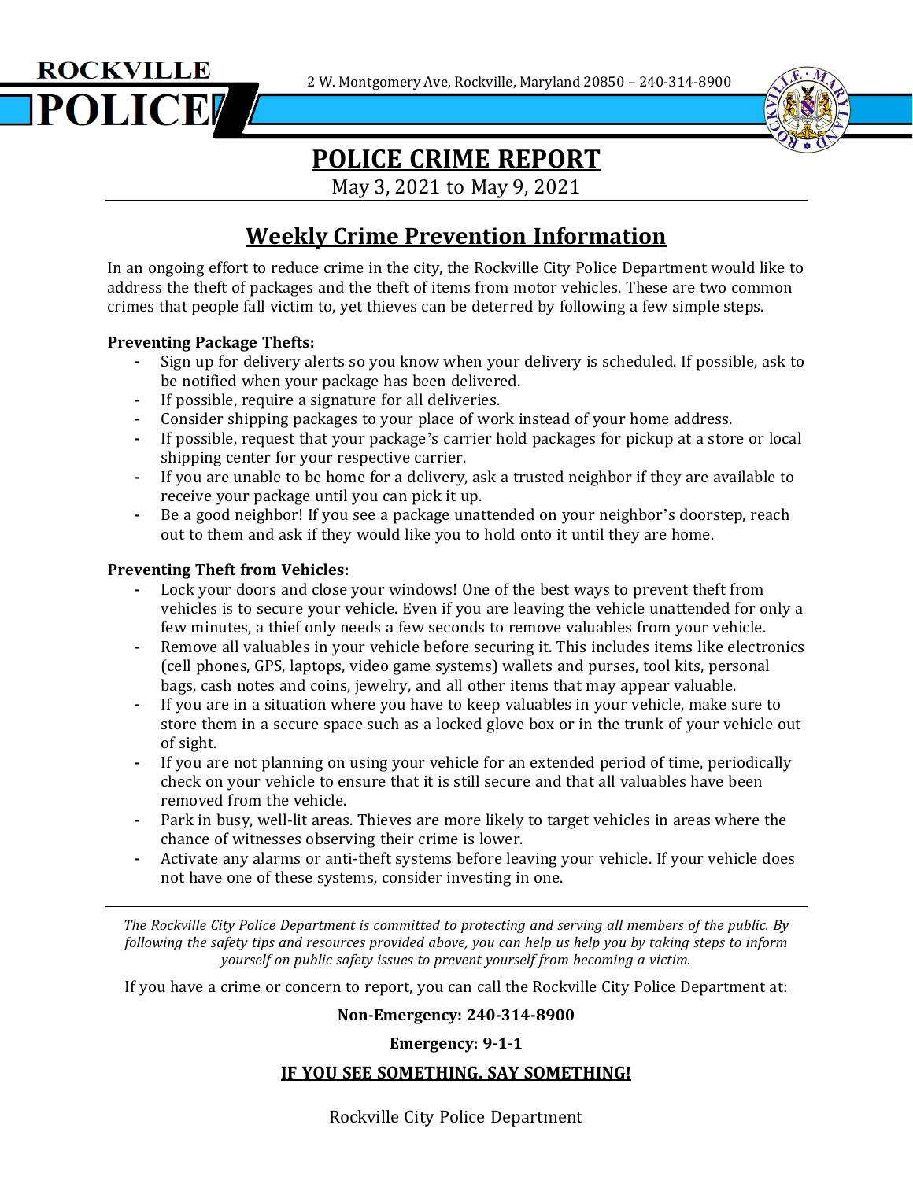ROCKVILLE POLICE

2 W. Montgomery Ave, Rockville, Maryland 20850 – 240-314-8900

# POLICE CRIME REPORT

May 3, 2021 to May 9, 2021

## Weekly Crime Prevention Information

In an ongoing effort to reduce crime in the city, the Rockville City Police Department would like to address the theft of packages and the theft of items from motor vehicles. These are two common crimes that people fall victim to, yet thieves can be deterred by following a few simple steps.

**Preventing Package Thefts:**

- Sign up for delivery alerts so you know when your delivery is scheduled. If possible, ask to be notified when your package has been delivered.
- If possible, require a signature for all deliveries.
- Consider shipping packages to your place of work instead of your home address.
- If possible, request that your package's carrier hold packages for pickup at a store or local shipping center for your respective carrier.
- If you are unable to be home for a delivery, ask a trusted neighbor if they are available to receive your package until you can pick it up.
- Be a good neighbor! If you see a package unattended on your neighbor's doorstep, reach out to them and ask if they would like you to hold onto it until they are home.

**Preventing Theft from Vehicles:**

- Lock your doors and close your windows! One of the best ways to prevent theft from vehicles is to secure your vehicle. Even if you are leaving the vehicle unattended for only a few minutes, a thief only needs a few seconds to remove valuables from your vehicle.
- Remove all valuables in your vehicle before securing it. This includes items like electronics (cell phones, GPS, laptops, video game systems) wallets and purses, tool kits, personal bags, cash notes and coins, jewelry, and all other items that may appear valuable.
- If you are in a situation where you have to keep valuables in your vehicle, make sure to store them in a secure space such as a locked glove box or in the trunk of your vehicle out of sight.
- If you are not planning on using your vehicle for an extended period of time, periodically check on your vehicle to ensure that it is still secure and that all valuables have been removed from the vehicle.
- Park in busy, well-lit areas. Thieves are more likely to target vehicles in areas where the chance of witnesses observing their crime is lower.
- Activate any alarms or anti-theft systems before leaving your vehicle. If your vehicle does not have one of these systems, consider investing in one.

---

*The Rockville City Police Department is committed to protecting and serving all members of the public. By following the safety tips and resources provided above, you can help us help you by taking steps to inform yourself on public safety issues to prevent yourself from becoming a victim.*

If you have a crime or concern to report, you can call the Rockville City Police Department at:

**Non-Emergency: 240-314-8900**

**Emergency: 9-1-1**

**IF YOU SEE SOMETHING, SAY SOMETHING!**

Rockville City Police Department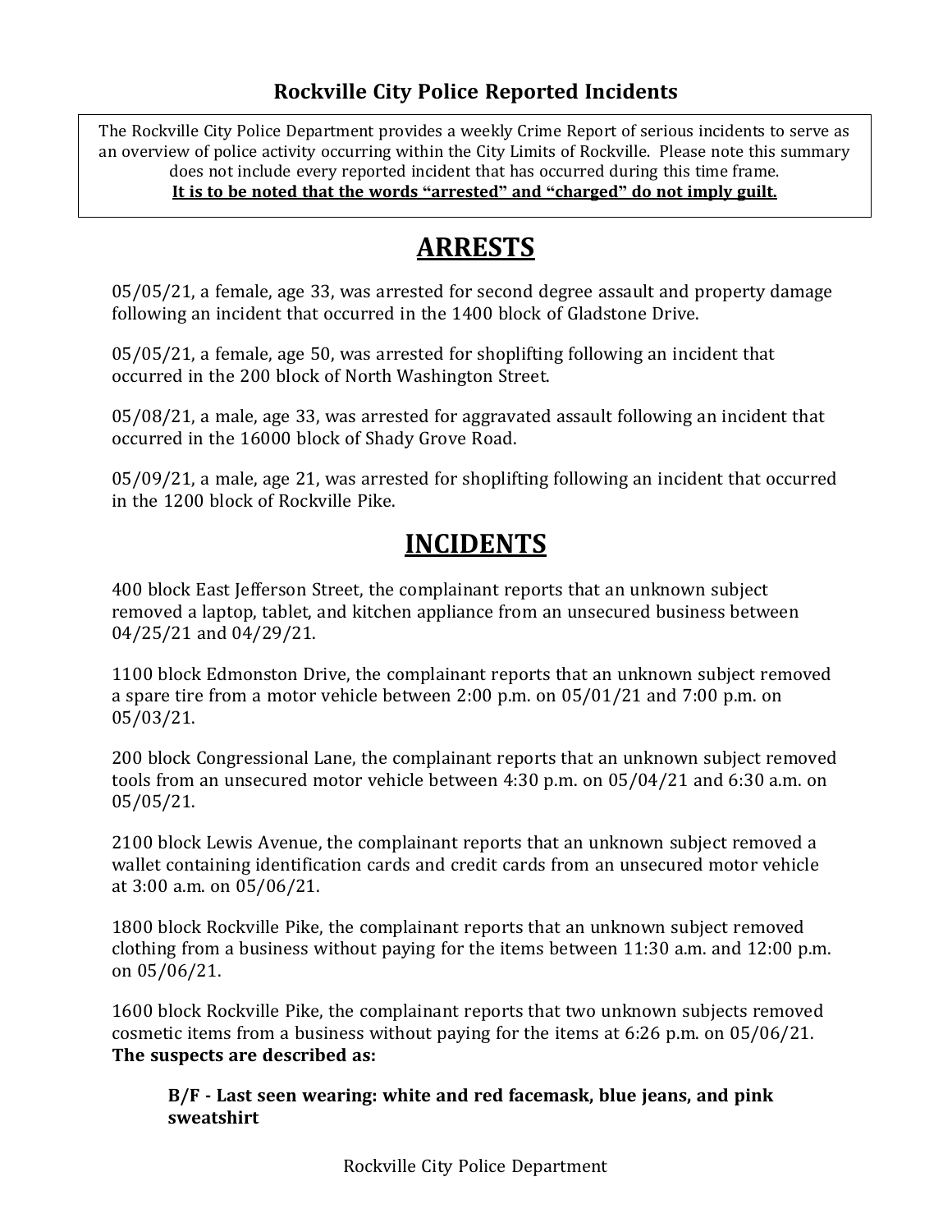# Rockville City Police Reported Incidents

The Rockville City Police Department provides a weekly Crime Report of serious incidents to serve as an overview of police activity occurring within the City Limits of Rockville. Please note this summary does not include every reported incident that has occurred during this time frame.
**It is to be noted that the words "arrested" and "charged" do not imply guilt.**

## ARRESTS

05/05/21, a female, age 33, was arrested for second degree assault and property damage following an incident that occurred in the 1400 block of Gladstone Drive.

05/05/21, a female, age 50, was arrested for shoplifting following an incident that occurred in the 200 block of North Washington Street.

05/08/21, a male, age 33, was arrested for aggravated assault following an incident that occurred in the 16000 block of Shady Grove Road.

05/09/21, a male, age 21, was arrested for shoplifting following an incident that occurred in the 1200 block of Rockville Pike.

## INCIDENTS

400 block East Jefferson Street, the complainant reports that an unknown subject removed a laptop, tablet, and kitchen appliance from an unsecured business between 04/25/21 and 04/29/21.

1100 block Edmonston Drive, the complainant reports that an unknown subject removed a spare tire from a motor vehicle between 2:00 p.m. on 05/01/21 and 7:00 p.m. on 05/03/21.

200 block Congressional Lane, the complainant reports that an unknown subject removed tools from an unsecured motor vehicle between 4:30 p.m. on 05/04/21 and 6:30 a.m. on 05/05/21.

2100 block Lewis Avenue, the complainant reports that an unknown subject removed a wallet containing identification cards and credit cards from an unsecured motor vehicle at 3:00 a.m. on 05/06/21.

1800 block Rockville Pike, the complainant reports that an unknown subject removed clothing from a business without paying for the items between 11:30 a.m. and 12:00 p.m. on 05/06/21.

1600 block Rockville Pike, the complainant reports that two unknown subjects removed cosmetic items from a business without paying for the items at 6:26 p.m. on 05/06/21.
**The suspects are described as:**

**B/F - Last seen wearing: white and red facemask, blue jeans, and pink sweatshirt**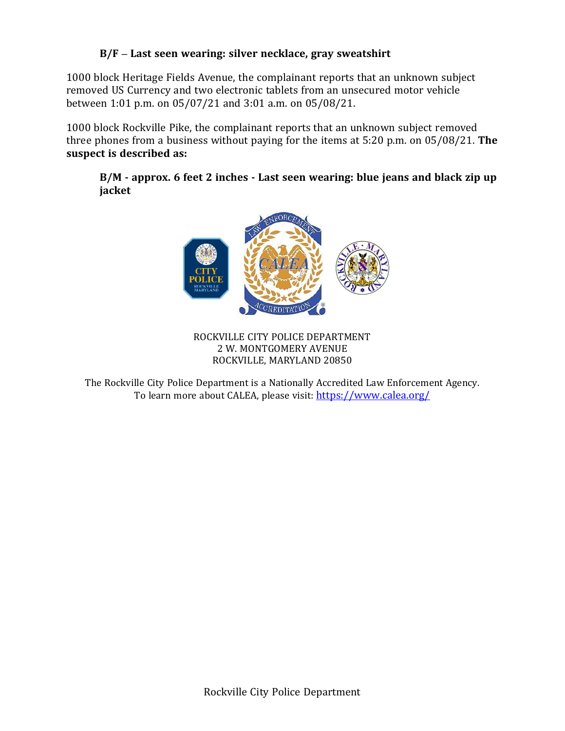**B/F – Last seen wearing: silver necklace, gray sweatshirt**

1000 block Heritage Fields Avenue, the complainant reports that an unknown subject removed US Currency and two electronic tablets from an unsecured motor vehicle between 1:01 p.m. on 05/07/21 and 3:01 a.m. on 05/08/21.

1000 block Rockville Pike, the complainant reports that an unknown subject removed three phones from a business without paying for the items at 5:20 p.m. on 05/08/21. **The suspect is described as:**

**B/M - approx. 6 feet 2 inches - Last seen wearing: blue jeans and black zip up jacket**

ROCKVILLE CITY POLICE DEPARTMENT
2 W. MONTGOMERY AVENUE
ROCKVILLE, MARYLAND 20850

The Rockville City Police Department is a Nationally Accredited Law Enforcement Agency.
To learn more about CALEA, please visit: https://www.calea.org/